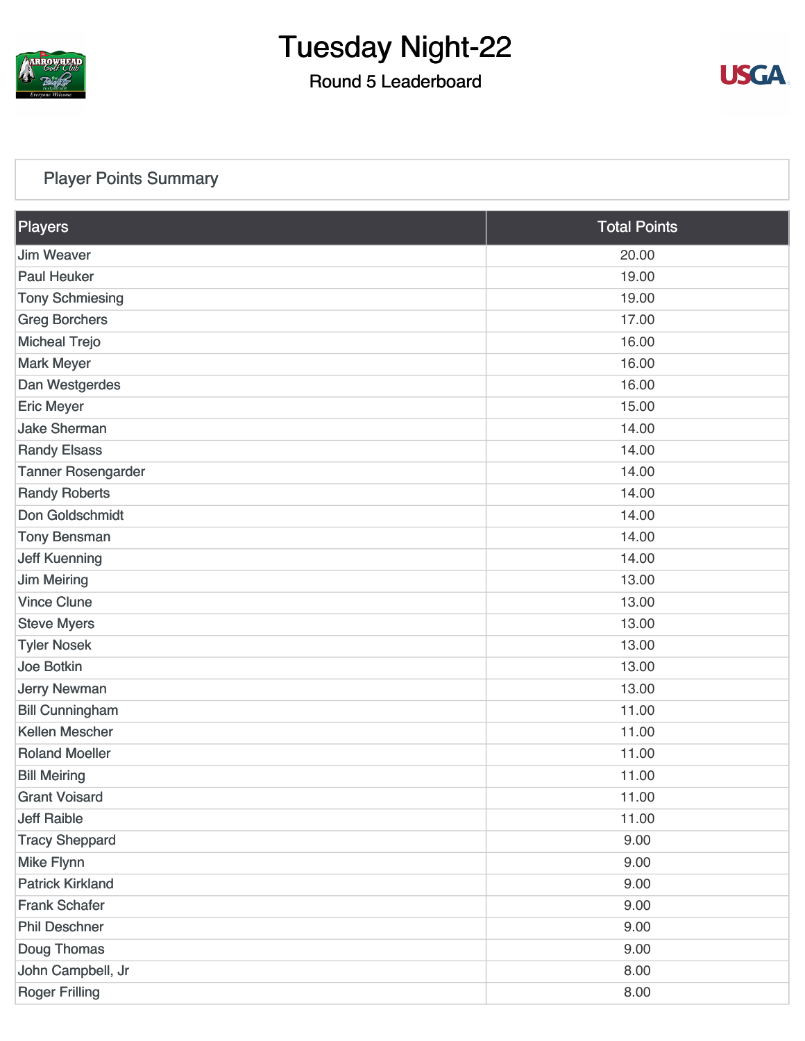# Tuesday Night-22

## Round 5 Leaderboard

### Player Points Summary

| Players | Total Points |
|---|---|
| Jim Weaver | 20.00 |
| Paul Heuker | 19.00 |
| Tony Schmiesing | 19.00 |
| Greg Borchers | 17.00 |
| Micheal Trejo | 16.00 |
| Mark Meyer | 16.00 |
| Dan Westgerdes | 16.00 |
| Eric Meyer | 15.00 |
| Jake Sherman | 14.00 |
| Randy Elsass | 14.00 |
| Tanner Rosengarder | 14.00 |
| Randy Roberts | 14.00 |
| Don Goldschmidt | 14.00 |
| Tony Bensman | 14.00 |
| Jeff Kuenning | 14.00 |
| Jim Meiring | 13.00 |
| Vince Clune | 13.00 |
| Steve Myers | 13.00 |
| Tyler Nosek | 13.00 |
| Joe Botkin | 13.00 |
| Jerry Newman | 13.00 |
| Bill Cunningham | 11.00 |
| Kellen Mescher | 11.00 |
| Roland Moeller | 11.00 |
| Bill Meiring | 11.00 |
| Grant Voisard | 11.00 |
| Jeff Raible | 11.00 |
| Tracy Sheppard | 9.00 |
| Mike Flynn | 9.00 |
| Patrick Kirkland | 9.00 |
| Frank Schafer | 9.00 |
| Phil Deschner | 9.00 |
| Doug Thomas | 9.00 |
| John Campbell, Jr | 8.00 |
| Roger Frilling | 8.00 |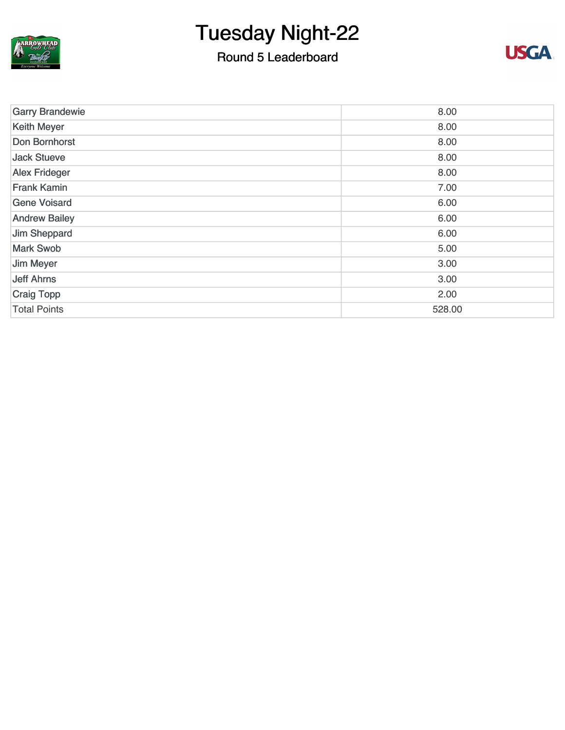# Tuesday Night-22

## Round 5 Leaderboard

| | |
|---|---|
| Garry Brandewie | 8.00 |
| Keith Meyer | 8.00 |
| Don Bornhorst | 8.00 |
| Jack Stueve | 8.00 |
| Alex Frideger | 8.00 |
| Frank Kamin | 7.00 |
| Gene Voisard | 6.00 |
| Andrew Bailey | 6.00 |
| Jim Sheppard | 6.00 |
| Mark Swob | 5.00 |
| Jim Meyer | 3.00 |
| Jeff Ahrns | 3.00 |
| Craig Topp | 2.00 |
| Total Points | 528.00 |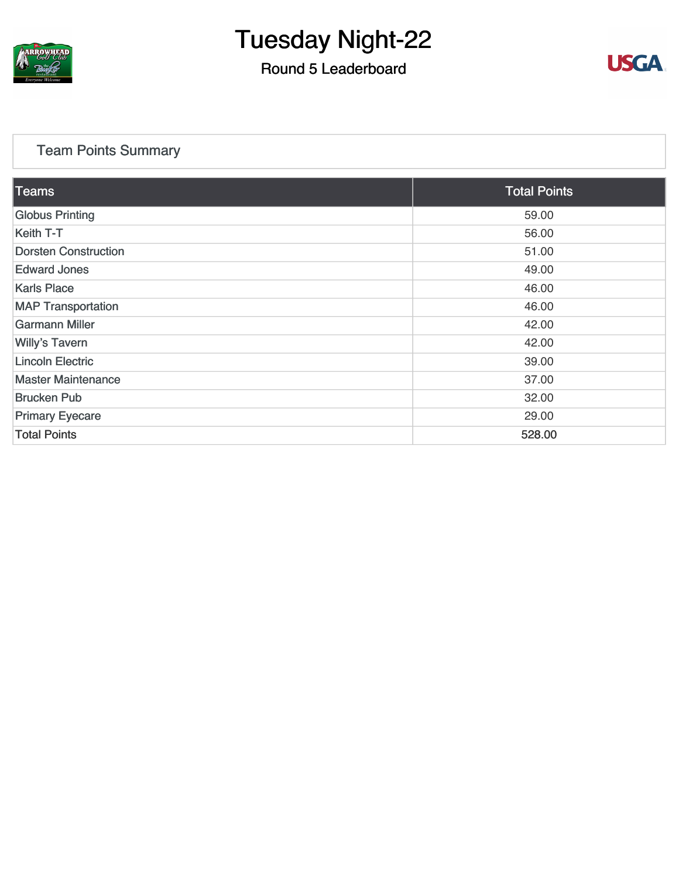# Tuesday Night-22

## Round 5 Leaderboard

### Team Points Summary

| Teams | Total Points |
|---|---|
| Globus Printing | 59.00 |
| Keith T-T | 56.00 |
| Dorsten Construction | 51.00 |
| Edward Jones | 49.00 |
| Karls Place | 46.00 |
| MAP Transportation | 46.00 |
| Garmann Miller | 42.00 |
| Willy’s Tavern | 42.00 |
| Lincoln Electric | 39.00 |
| Master Maintenance | 37.00 |
| Brucken Pub | 32.00 |
| Primary Eyecare | 29.00 |
| Total Points | 528.00 |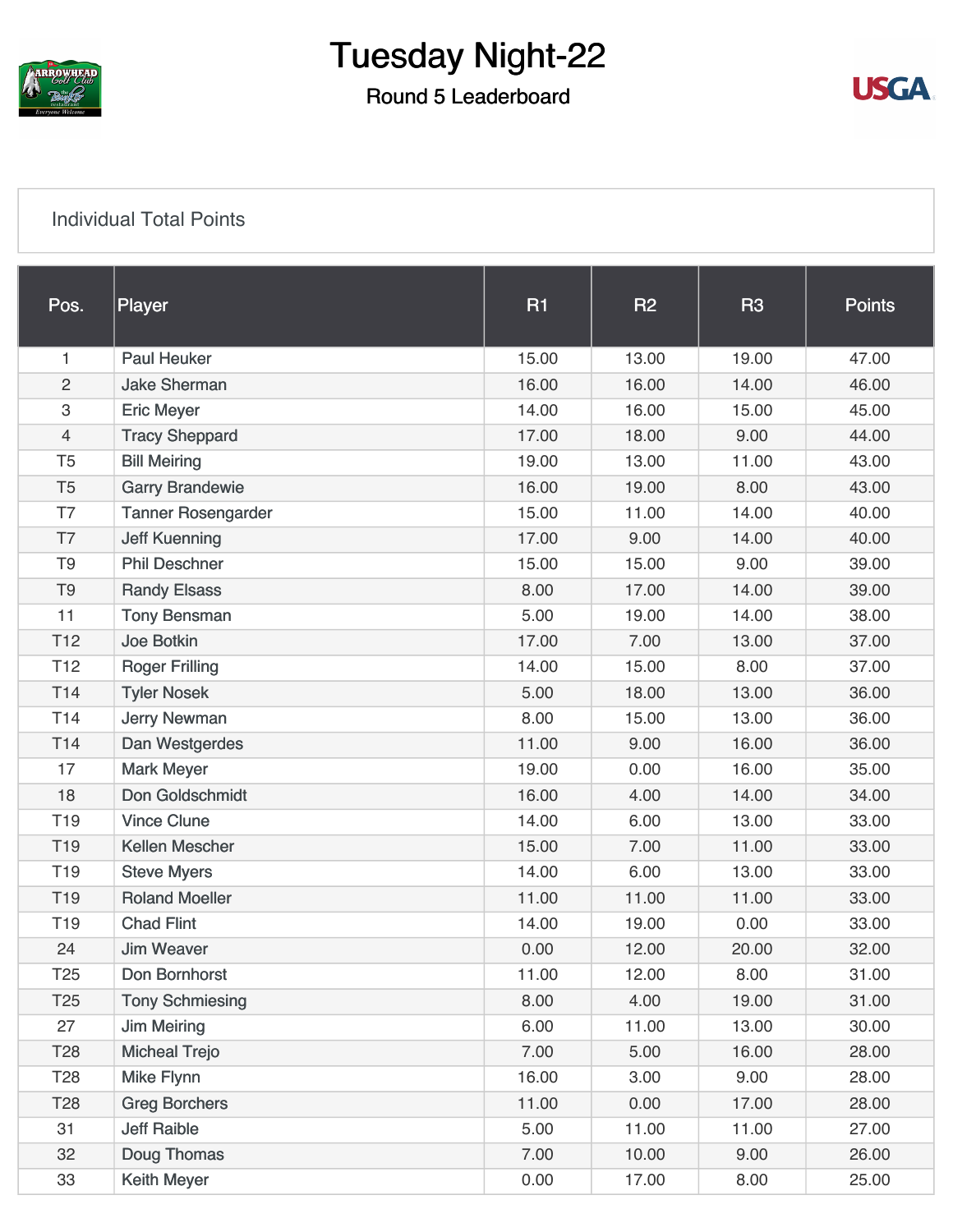# Tuesday Night-22

## Round 5 Leaderboard

### Individual Total Points

| Pos. | Player | R1 | R2 | R3 | Points |
|---|---|---|---|---|---|
| 1 | Paul Heuker | 15.00 | 13.00 | 19.00 | 47.00 |
| 2 | Jake Sherman | 16.00 | 16.00 | 14.00 | 46.00 |
| 3 | Eric Meyer | 14.00 | 16.00 | 15.00 | 45.00 |
| 4 | Tracy Sheppard | 17.00 | 18.00 | 9.00 | 44.00 |
| T5 | Bill Meiring | 19.00 | 13.00 | 11.00 | 43.00 |
| T5 | Garry Brandewie | 16.00 | 19.00 | 8.00 | 43.00 |
| T7 | Tanner Rosengarder | 15.00 | 11.00 | 14.00 | 40.00 |
| T7 | Jeff Kuenning | 17.00 | 9.00 | 14.00 | 40.00 |
| T9 | Phil Deschner | 15.00 | 15.00 | 9.00 | 39.00 |
| T9 | Randy Elsass | 8.00 | 17.00 | 14.00 | 39.00 |
| 11 | Tony Bensman | 5.00 | 19.00 | 14.00 | 38.00 |
| T12 | Joe Botkin | 17.00 | 7.00 | 13.00 | 37.00 |
| T12 | Roger Frilling | 14.00 | 15.00 | 8.00 | 37.00 |
| T14 | Tyler Nosek | 5.00 | 18.00 | 13.00 | 36.00 |
| T14 | Jerry Newman | 8.00 | 15.00 | 13.00 | 36.00 |
| T14 | Dan Westgerdes | 11.00 | 9.00 | 16.00 | 36.00 |
| 17 | Mark Meyer | 19.00 | 0.00 | 16.00 | 35.00 |
| 18 | Don Goldschmidt | 16.00 | 4.00 | 14.00 | 34.00 |
| T19 | Vince Clune | 14.00 | 6.00 | 13.00 | 33.00 |
| T19 | Kellen Mescher | 15.00 | 7.00 | 11.00 | 33.00 |
| T19 | Steve Myers | 14.00 | 6.00 | 13.00 | 33.00 |
| T19 | Roland Moeller | 11.00 | 11.00 | 11.00 | 33.00 |
| T19 | Chad Flint | 14.00 | 19.00 | 0.00 | 33.00 |
| 24 | Jim Weaver | 0.00 | 12.00 | 20.00 | 32.00 |
| T25 | Don Bornhorst | 11.00 | 12.00 | 8.00 | 31.00 |
| T25 | Tony Schmiesing | 8.00 | 4.00 | 19.00 | 31.00 |
| 27 | Jim Meiring | 6.00 | 11.00 | 13.00 | 30.00 |
| T28 | Micheal Trejo | 7.00 | 5.00 | 16.00 | 28.00 |
| T28 | Mike Flynn | 16.00 | 3.00 | 9.00 | 28.00 |
| T28 | Greg Borchers | 11.00 | 0.00 | 17.00 | 28.00 |
| 31 | Jeff Raible | 5.00 | 11.00 | 11.00 | 27.00 |
| 32 | Doug Thomas | 7.00 | 10.00 | 9.00 | 26.00 |
| 33 | Keith Meyer | 0.00 | 17.00 | 8.00 | 25.00 |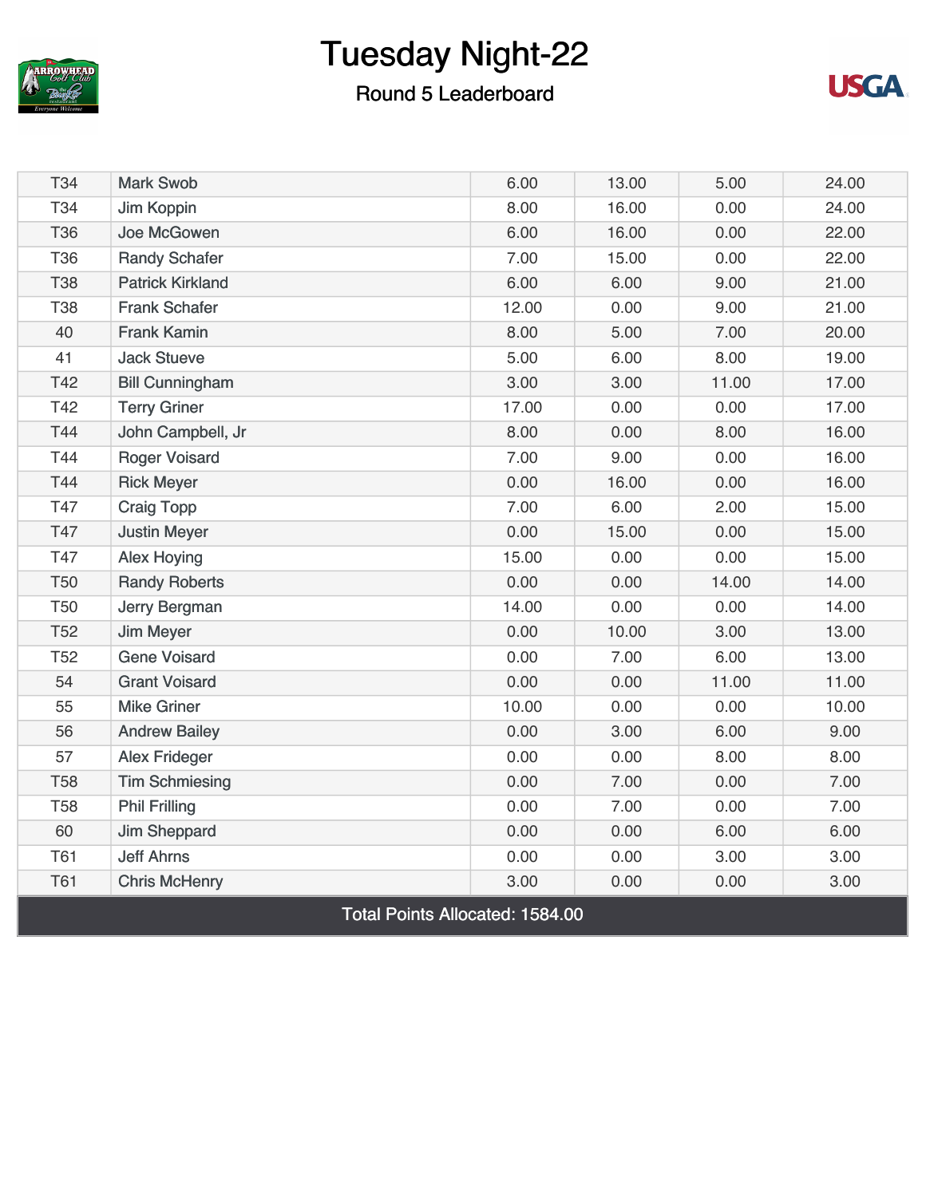# Tuesday Night-22

## Round 5 Leaderboard

| | | | | | |
|---|---|---|---|---|---|
| T34 | Mark Swob | 6.00 | 13.00 | 5.00 | 24.00 |
| T34 | Jim Koppin | 8.00 | 16.00 | 0.00 | 24.00 |
| T36 | Joe McGowen | 6.00 | 16.00 | 0.00 | 22.00 |
| T36 | Randy Schafer | 7.00 | 15.00 | 0.00 | 22.00 |
| T38 | Patrick Kirkland | 6.00 | 6.00 | 9.00 | 21.00 |
| T38 | Frank Schafer | 12.00 | 0.00 | 9.00 | 21.00 |
| 40 | Frank Kamin | 8.00 | 5.00 | 7.00 | 20.00 |
| 41 | Jack Stueve | 5.00 | 6.00 | 8.00 | 19.00 |
| T42 | Bill Cunningham | 3.00 | 3.00 | 11.00 | 17.00 |
| T42 | Terry Griner | 17.00 | 0.00 | 0.00 | 17.00 |
| T44 | John Campbell, Jr | 8.00 | 0.00 | 8.00 | 16.00 |
| T44 | Roger Voisard | 7.00 | 9.00 | 0.00 | 16.00 |
| T44 | Rick Meyer | 0.00 | 16.00 | 0.00 | 16.00 |
| T47 | Craig Topp | 7.00 | 6.00 | 2.00 | 15.00 |
| T47 | Justin Meyer | 0.00 | 15.00 | 0.00 | 15.00 |
| T47 | Alex Hoying | 15.00 | 0.00 | 0.00 | 15.00 |
| T50 | Randy Roberts | 0.00 | 0.00 | 14.00 | 14.00 |
| T50 | Jerry Bergman | 14.00 | 0.00 | 0.00 | 14.00 |
| T52 | Jim Meyer | 0.00 | 10.00 | 3.00 | 13.00 |
| T52 | Gene Voisard | 0.00 | 7.00 | 6.00 | 13.00 |
| 54 | Grant Voisard | 0.00 | 0.00 | 11.00 | 11.00 |
| 55 | Mike Griner | 10.00 | 0.00 | 0.00 | 10.00 |
| 56 | Andrew Bailey | 0.00 | 3.00 | 6.00 | 9.00 |
| 57 | Alex Frideger | 0.00 | 0.00 | 8.00 | 8.00 |
| T58 | Tim Schmiesing | 0.00 | 7.00 | 0.00 | 7.00 |
| T58 | Phil Frilling | 0.00 | 7.00 | 0.00 | 7.00 |
| 60 | Jim Sheppard | 0.00 | 0.00 | 6.00 | 6.00 |
| T61 | Jeff Ahrns | 0.00 | 0.00 | 3.00 | 3.00 |
| T61 | Chris McHenry | 3.00 | 0.00 | 0.00 | 3.00 |

Total Points Allocated: 1584.00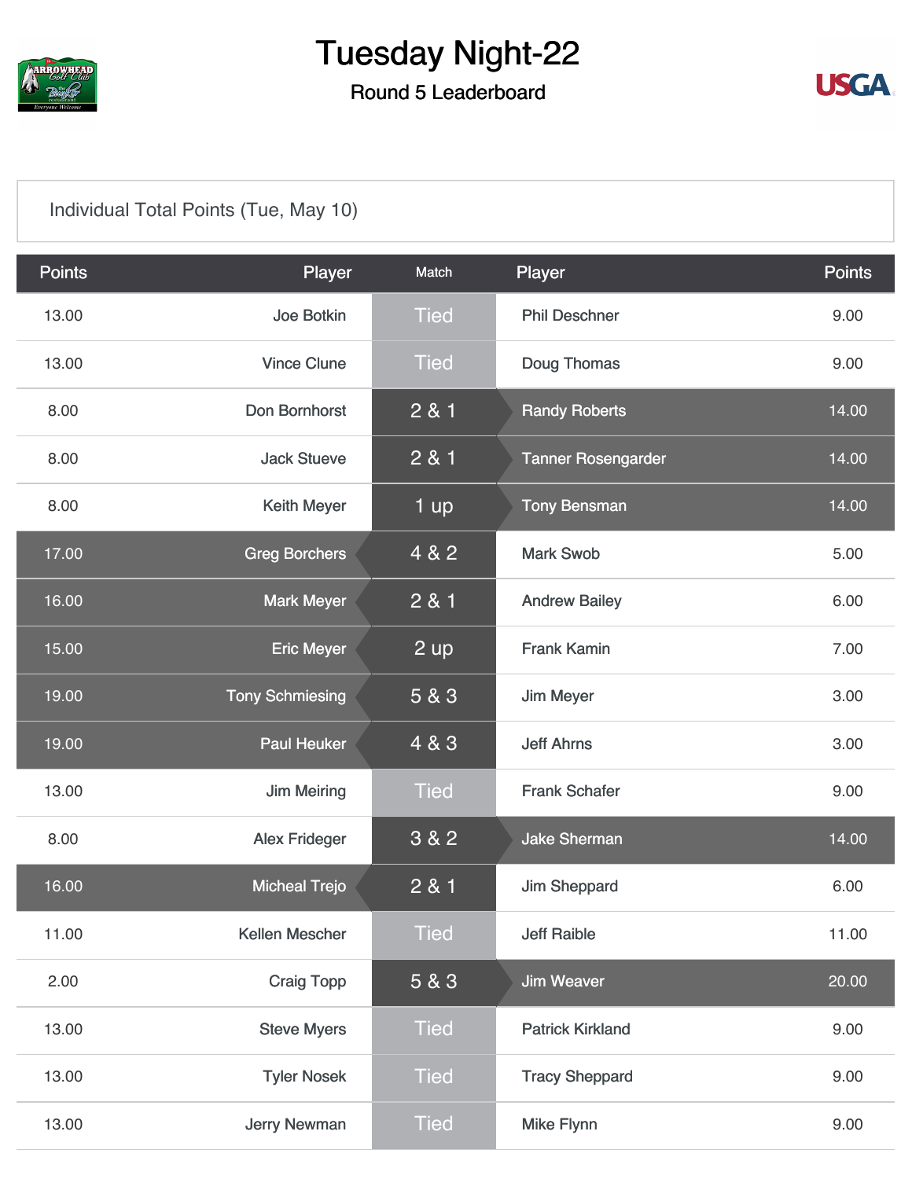# Tuesday Night-22

## Round 5 Leaderboard

Individual Total Points (Tue, May 10)

| Points | Player | Match | Player | Points |
|---|---|---|---|---|
| 13.00 | Joe Botkin | Tied | Phil Deschner | 9.00 |
| 13.00 | Vince Clune | Tied | Doug Thomas | 9.00 |
| 8.00 | Don Bornhorst | 2 & 1 | Randy Roberts | 14.00 |
| 8.00 | Jack Stueve | 2 & 1 | Tanner Rosengarder | 14.00 |
| 8.00 | Keith Meyer | 1 up | Tony Bensman | 14.00 |
| 17.00 | Greg Borchers | 4 & 2 | Mark Swob | 5.00 |
| 16.00 | Mark Meyer | 2 & 1 | Andrew Bailey | 6.00 |
| 15.00 | Eric Meyer | 2 up | Frank Kamin | 7.00 |
| 19.00 | Tony Schmiesing | 5 & 3 | Jim Meyer | 3.00 |
| 19.00 | Paul Heuker | 4 & 3 | Jeff Ahrns | 3.00 |
| 13.00 | Jim Meiring | Tied | Frank Schafer | 9.00 |
| 8.00 | Alex Frideger | 3 & 2 | Jake Sherman | 14.00 |
| 16.00 | Micheal Trejo | 2 & 1 | Jim Sheppard | 6.00 |
| 11.00 | Kellen Mescher | Tied | Jeff Raible | 11.00 |
| 2.00 | Craig Topp | 5 & 3 | Jim Weaver | 20.00 |
| 13.00 | Steve Myers | Tied | Patrick Kirkland | 9.00 |
| 13.00 | Tyler Nosek | Tied | Tracy Sheppard | 9.00 |
| 13.00 | Jerry Newman | Tied | Mike Flynn | 9.00 |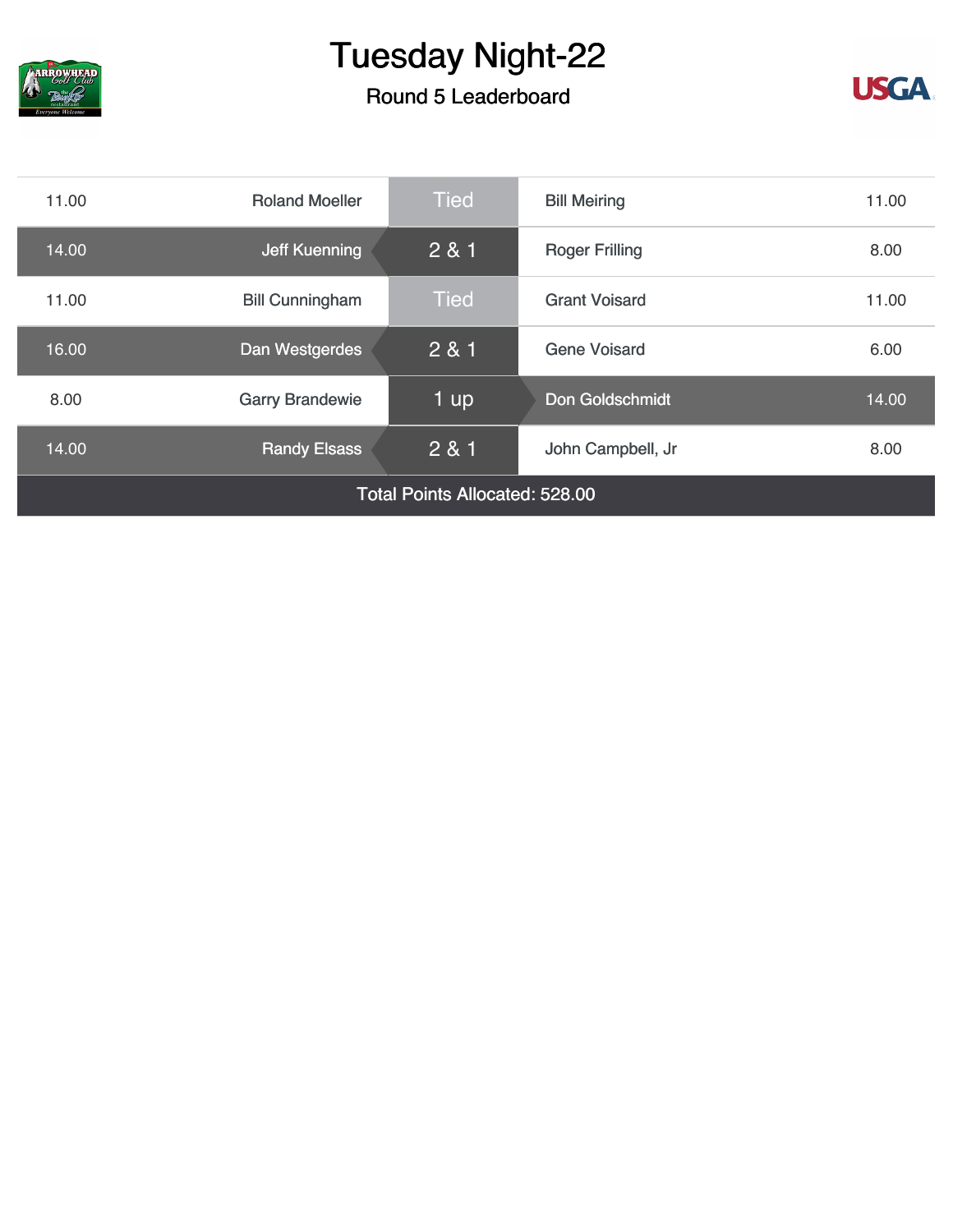# Tuesday Night-22

## Round 5 Leaderboard

| Points | Player | Result | Player | Points |
|---|---|---|---|---|
| 11.00 | Roland Moeller | Tied | Bill Meiring | 11.00 |
| 14.00 | Jeff Kuenning | 2 & 1 | Roger Frilling | 8.00 |
| 11.00 | Bill Cunningham | Tied | Grant Voisard | 11.00 |
| 16.00 | Dan Westgerdes | 2 & 1 | Gene Voisard | 6.00 |
| 8.00 | Garry Brandewie | 1 up | Don Goldschmidt | 14.00 |
| 14.00 | Randy Elsass | 2 & 1 | John Campbell, Jr | 8.00 |

Total Points Allocated: 528.00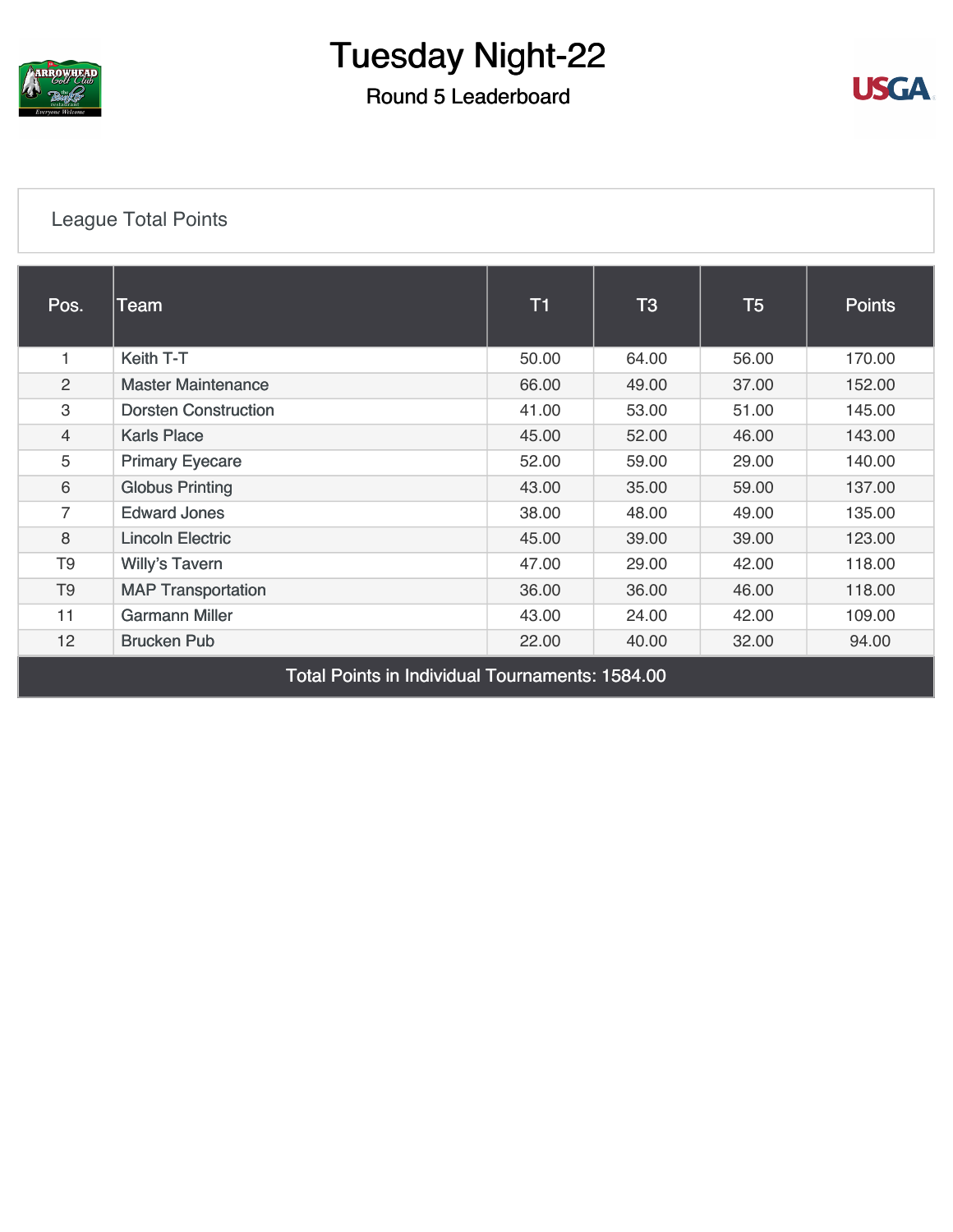# Tuesday Night-22

## Round 5 Leaderboard

League Total Points

| Pos. | Team | T1 | T3 | T5 | Points |
|---|---|---|---|---|---|
| 1 | Keith T-T | 50.00 | 64.00 | 56.00 | 170.00 |
| 2 | Master Maintenance | 66.00 | 49.00 | 37.00 | 152.00 |
| 3 | Dorsten Construction | 41.00 | 53.00 | 51.00 | 145.00 |
| 4 | Karls Place | 45.00 | 52.00 | 46.00 | 143.00 |
| 5 | Primary Eyecare | 52.00 | 59.00 | 29.00 | 140.00 |
| 6 | Globus Printing | 43.00 | 35.00 | 59.00 | 137.00 |
| 7 | Edward Jones | 38.00 | 48.00 | 49.00 | 135.00 |
| 8 | Lincoln Electric | 45.00 | 39.00 | 39.00 | 123.00 |
| T9 | Willy's Tavern | 47.00 | 29.00 | 42.00 | 118.00 |
| T9 | MAP Transportation | 36.00 | 36.00 | 46.00 | 118.00 |
| 11 | Garmann Miller | 43.00 | 24.00 | 42.00 | 109.00 |
| 12 | Brucken Pub | 22.00 | 40.00 | 32.00 | 94.00 |

Total Points in Individual Tournaments: 1584.00